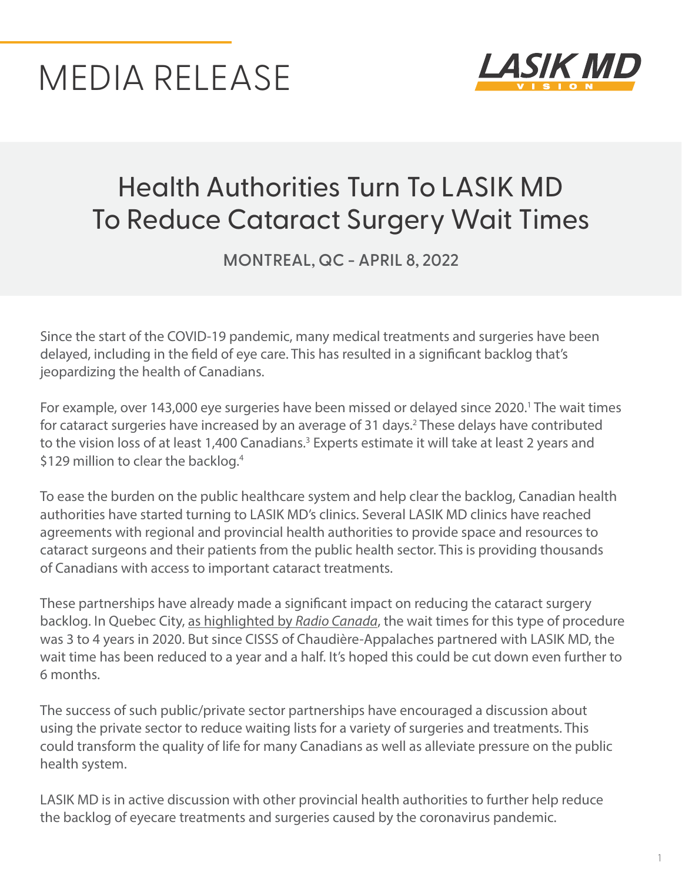# MEDIA RELEASE

LASIK MD VISION

## Health Authorities Turn To LASIK MD To Reduce Cataract Surgery Wait Times

**MONTREAL, QC - APRIL 8, 2022**

Since the start of the COVID-19 pandemic, many medical treatments and surgeries have been delayed, including in the field of eye care. This has resulted in a significant backlog that's jeopardizing the health of Canadians.

For example, over 143,000 eye surgeries have been missed or delayed since 2020.[1] The wait times for cataract surgeries have increased by an average of 31 days.[2] These delays have contributed to the vision loss of at least 1,400 Canadians.[3] Experts estimate it will take at least 2 years and $129 million to clear the backlog.[4]

To ease the burden on the public healthcare system and help clear the backlog, Canadian health authorities have started turning to LASIK MD's clinics. Several LASIK MD clinics have reached agreements with regional and provincial health authorities to provide space and resources to cataract surgeons and their patients from the public health sector. This is providing thousands of Canadians with access to important cataract treatments.

These partnerships have already made a significant impact on reducing the cataract surgery backlog. In Quebec City, as highlighted by *Radio Canada*, the wait times for this type of procedure was 3 to 4 years in 2020. But since CISSS of Chaudière-Appalaches partnered with LASIK MD, the wait time has been reduced to a year and a half. It's hoped this could be cut down even further to 6 months.

The success of such public/private sector partnerships have encouraged a discussion about using the private sector to reduce waiting lists for a variety of surgeries and treatments. This could transform the quality of life for many Canadians as well as alleviate pressure on the public health system.

LASIK MD is in active discussion with other provincial health authorities to further help reduce the backlog of eyecare treatments and surgeries caused by the coronavirus pandemic.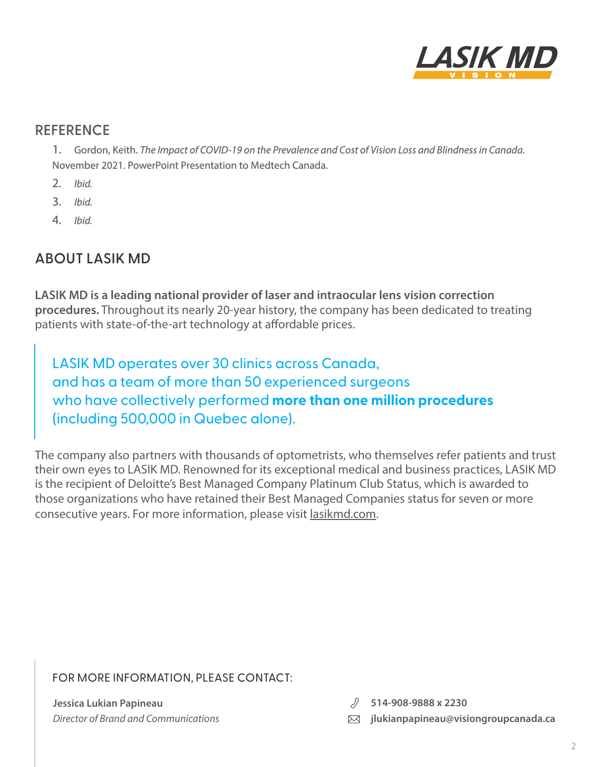## REFERENCE

1. Gordon, Keith. *The Impact of COVID-19 on the Prevalence and Cost of Vision Loss and Blindness in Canada.* November 2021. PowerPoint Presentation to Medtech Canada.
2. *Ibid.*
3. *Ibid.*
4. *Ibid.*

## ABOUT LASIK MD

**LASIK MD is a leading national provider of laser and intraocular lens vision correction procedures.** Throughout its nearly 20-year history, the company has been dedicated to treating patients with state-of-the-art technology at affordable prices.

> LASIK MD operates over 30 clinics across Canada, and has a team of more than 50 experienced surgeons who have collectively performed **more than one million procedures** (including 500,000 in Quebec alone).

The company also partners with thousands of optometrists, who themselves refer patients and trust their own eyes to LASIK MD. Renowned for its exceptional medical and business practices, LASIK MD is the recipient of Deloitte's Best Managed Company Platinum Club Status, which is awarded to those organizations who have retained their Best Managed Companies status for seven or more consecutive years. For more information, please visit lasikmd.com.

FOR MORE INFORMATION, PLEASE CONTACT:

**Jessica Lukian Papineau**
*Director of Brand and Communications*

**514-908-9888 x 2230**
**jlukianpapineau@visiongroupcanada.ca**